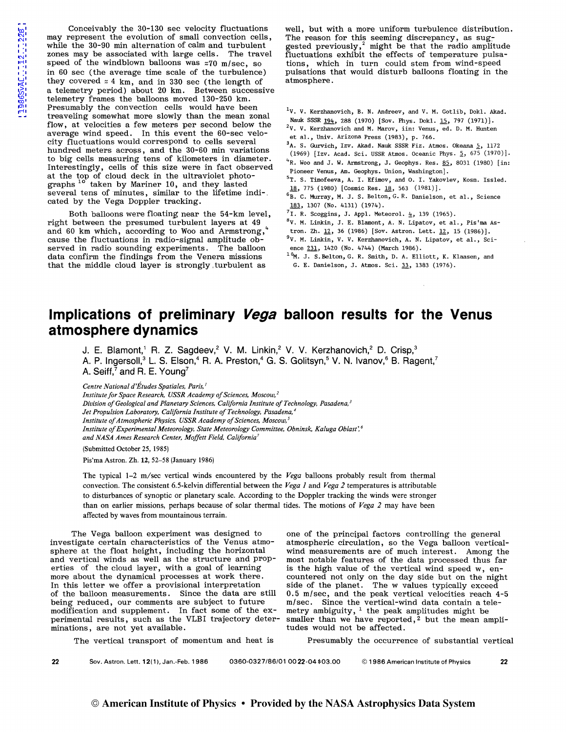Conceivably the 30-130 sec velocity fluctuations may represent the evolution of small convection cells, while the 30-90 min alternation of calm and turbulent zones may be associated with large cells. The travel speed of the windblown balloons was ≈70 m/sec, so in 60 sec (the average time scale of the turbulence) they covered ≈ 4 km, and in 330 sec (the length of a telemetry period) about 20 km. Between successive telemetry frames the balloons moved 130-250 km. Presumably the convection cells would have been treaveling somewhat more slowly than the mean zonal flow, at velocities a few meters per second below the average wind speed. In this event the 60-sec velocity fluctuations would correspond to cells several hundred meters across, and the 30-60 min variations to big cells measuring tens of kilometers in diameter. Interestingly, cells of this size were in fact observed at the top of cloud deck in the ultraviolet photographs [10] taken by Mariner 10, and they lasted several tens of minutes, similar to the lifetime indicated by the Vega Doppler tracking.

Both balloons were floating near the 54-km level, right between the presumed turbulent layers at 49 and 60 km which, according to Woo and Armstrong,[4] cause the fluctuations in radio-signal amplitude observed in radio sounding experiments. The balloon data confirm the findings from the Venera missions that the middle cloud layer is strongly turbulent as well, but with a more uniform turbulence distribution. The reason for this seeming discrepancy, as suggested previously,[2] might be that the radio amplitude fluctuations exhibit the effects of temperature pulsations, which in turn could stem from wind-speed pulsations that would disturb balloons floating in the atmosphere.

[1] V. V. Kerzhanovich, B. N. Andreev, and V. M. Gotlib, Dokl. Akad. Nauk SSSR 194, 288 (1970) [Sov. Phys. Dokl. 15, 797 (1971)].
[2] V. V. Kerzhanovich and M. Marov, iin: Venus, ed. D. M. Hunten et al., Univ. Arizona Press (1983), p. 766.
[3] A. S. Gurvich, Izv. Akad. Nauk SSSR Fiz. Atmos. Okeana 5, 1172 (1969) [Izv. Acad. Sci. USSR Atmos. Oceanic Phys. 5, 675 (1970)].
[4] R. Woo and J. W. Armstrong, J. Geophys. Res. 85, 8031 (1980) [in: Pioneer Venus, Am. Geophys. Union, Washington].
[5] T. S. Timofeeva, A. I. Efimov, and O. I. Yakovlev, Kosm. Issled. 18, 775 (1980) [Cosmic Res. 18, 563 (1981)].
[6] B. C. Murray, M. J. S. Belton, G. R. Danielson, et al., Science 183, 1307 (No. 4131) (1974).
[7] I. R. Scoggins, J. Appl. Meteorol. 4, 139 (1965).
[8] V. M. Linkin, J. E. Blamont, A. N. Lipatov, et al., Pis'ma Astron. Zh. 12, 36 (1986) [Sov. Astron. Lett. 12, 15 (1986)].
[9] V. M. Linkin, V. V. Kerzhanovich, A. N. Lipatov, et al., Science 231, 1420 (No. 4744) (March 1986).
[10] M. J. S. Belton, G. R. Smith, D. A. Elliott, K. Klaasen, and G. E. Danielson, J. Atmos. Sci. 33, 1383 (1976).

# Implications of preliminary *Vega* balloon results for the Venus atmosphere dynamics

J. E. Blamont,[1] R. Z. Sagdeev,[2] V. M. Linkin,[2] V. V. Kerzhanovich,[2] D. Crisp,[3] A. P. Ingersoll,[3] L. S. Elson,[4] R. A. Preston,[4] G. S. Golitsyn,[5] V. N. Ivanov,[6] B. Ragent,[7] A. Seiff,[7] and R. E. Young[7]

*Centre National d'Études Spatiales, Paris,[1]*
*Institute for Space Research, USSR Academy of Sciences, Moscow,[2]*
*Division of Geological and Planetary Sciences, California Institute of Technology, Pasadena,[3]*
*Jet Propulsion Laboratory, California Institute of Technology, Pasadena,[4]*
*Institute of Atmospheric Physics, USSR Academy of Sciences, Moscow,[5]*
*Institute of Experimental Meteorology, State Meteorology Committee, Obninsk, Kaluga Oblast',[6]*
*and NASA Ames Research Center, Moffett Field, California[7]*

(Submitted October 25, 1985)

Pis'ma Astron. Zh. 12, 52–58 (January 1986)

The typical 1–2 m/sec vertical winds encountered by the *Vega* balloons probably result from thermal convection. The consistent 6.5-kelvin differential between the *Vega 1* and *Vega 2* temperatures is attributable to disturbances of synoptic or planetary scale. According to the Doppler tracking the winds were stronger than on earlier missions, perhaps because of solar thermal tides. The motions of *Vega 2* may have been affected by waves from mountainous terrain.

The Vega balloon experiment was designed to investigate certain characteristics of the Venus atmosphere at the float height, including the horizontal and vertical winds as well as the structure and properties of the cloud layer, with a goal of learning more about the dynamical processes at work there. In this letter we offer a provisional interpretation of the balloon measurements. Since the data are still being reduced, our comments are subject to future modification and supplement. In fact some of the experimental results, such as the VLBI trajectory determinations, are not yet available.

The vertical transport of momentum and heat is one of the principal factors controlling the general atmospheric circulation, so the Vega balloon vertical-wind measurements are of much interest. Among the most notable features of the data processed thus far is the high value of the vertical wind speed w, encountered not only on the day side but on the night side of the planet. The w values typically exceed 0.5 m/sec, and the peak vertical velocities reach 4-5 m/sec. Since the vertical-wind data contain a telemetry ambiguity,[1] the peak amplitudes might be smaller than we have reported,[2] but the mean amplitudes would not be affected.

Presumably the occurrence of substantial vertical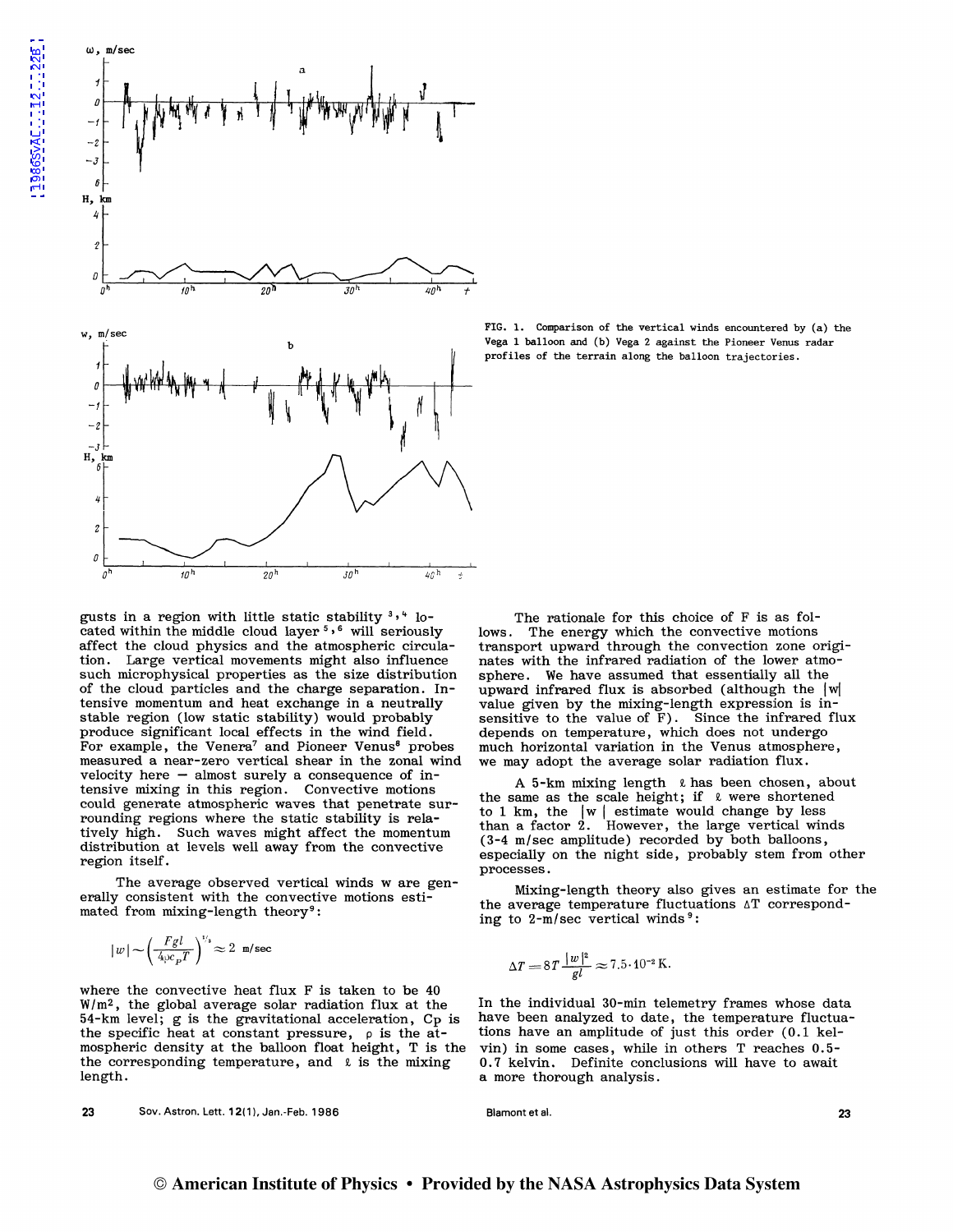FIG. 1. Comparison of the vertical winds encountered by (a) the Vega 1 balloon and (b) Vega 2 against the Pioneer Venus radar profiles of the terrain along the balloon trajectories.

gusts in a region with little static stability [3,4] located within the middle cloud layer [5,6] will seriously affect the cloud physics and the atmospheric circulation. Large vertical movements might also influence such microphysical properties as the size distribution of the cloud particles and the charge separation. Intensive momentum and heat exchange in a neutrally stable region (low static stability) would probably produce significant local effects in the wind field. For example, the Venera[7] and Pioneer Venus[8] probes measured a near-zero vertical shear in the zonal wind velocity here — almost surely a consequence of intensive mixing in this region. Convective motions could generate atmospheric waves that penetrate surrounding regions where the static stability is relatively high. Such waves might affect the momentum distribution at levels well away from the convective region itself.

The average observed vertical winds w are generally consistent with the convective motions estimated from mixing-length theory[9]:

$$|w| \sim \left(\frac{Fgl}{4\rho c_p T}\right)^{1/3} \approx 2 \text{ m/sec}$$

where the convective heat flux F is taken to be 40 W/m², the global average solar radiation flux at the 54-km level; g is the gravitational acceleration, $C_P$ is the specific heat at constant pressure, ρ is the atmospheric density at the balloon float height, T is the the corresponding temperature, and ℓ is the mixing length.

The rationale for this choice of F is as follows. The energy which the convective motions transport upward through the convection zone originates with the infrared radiation of the lower atmosphere. We have assumed that essentially all the upward infrared flux is absorbed (although the $|w|$ value given by the mixing-length expression is insensitive to the value of F). Since the infrared flux depends on temperature, which does not undergo much horizontal variation in the Venus atmosphere, we may adopt the average solar radiation flux.

A 5-km mixing length ℓ has been chosen, about the same as the scale height; if ℓ were shortened to 1 km, the $|w|$ estimate would change by less than a factor 2. However, the large vertical winds (3-4 m/sec amplitude) recorded by both balloons, especially on the night side, probably stem from other processes.

Mixing-length theory also gives an estimate for the the average temperature fluctuations ΔT corresponding to 2-m/sec vertical winds[9]:

$$\Delta T = 8T\frac{|w|^2}{gl} \approx 7.5 \cdot 10^{-2}\,\text{K}.$$

In the individual 30-min telemetry frames whose data have been analyzed to date, the temperature fluctuations have an amplitude of just this order (0.1 kelvin) in some cases, while in others T reaches 0.5-0.7 kelvin. Definite conclusions will have to await a more thorough analysis.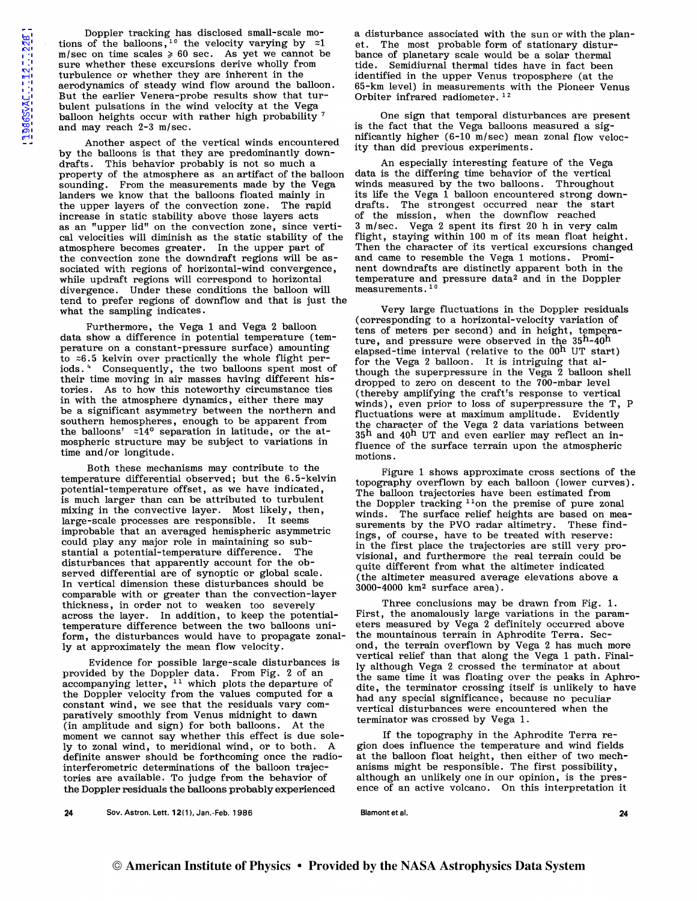Doppler tracking has disclosed small-scale motions of the balloons,[10] the velocity varying by ≈1 m/sec on time scales ≥ 60 sec. As yet we cannot be sure whether these excursions derive wholly from turbulence or whether they are inherent in the aerodynamics of steady wind flow around the balloon. But the earlier Venera-probe results show that turbulent pulsations in the wind velocity at the Vega balloon heights occur with rather high probability [7] and may reach 2-3 m/sec.

Another aspect of the vertical winds encountered by the balloons is that they are predominantly downdrafts. This behavior probably is not so much a property of the atmosphere as an artifact of the balloon sounding. From the measurements made by the Vega landers we know that the balloons floated mainly in the upper layers of the convection zone. The rapid increase in static stability above those layers acts as an "upper lid" on the convection zone, since vertical velocities will diminish as the static stability of the atmosphere becomes greater. In the upper part of the convection zone the downdraft regions will be associated with regions of horizontal-wind convergence, while updraft regions will correspond to horizontal divergence. Under these conditions the balloon will tend to prefer regions of downflow and that is just the what the sampling indicates.

Furthermore, the Vega 1 and Vega 2 balloon data show a difference in potential temperature (temperature on a constant-pressure surface) amounting to ≈6.5 kelvin over practically the whole flight periods.[4] Consequently, the two balloons spent most of their time moving in air masses having different histories. As to how this noteworthy circumstance ties in with the atmosphere dynamics, either there may be a significant asymmetry between the northern and southern hemospheres, enough to be apparent from the balloons' ≈14° separation in latitude, or the atmospheric structure may be subject to variations in time and/or longitude.

Both these mechanisms may contribute to the temperature differential observed; but the 6.5-kelvin potential-temperature offset, as we have indicated, is much larger than can be attributed to turbulent mixing in the convective layer. Most likely, then, large-scale processes are responsible. It seems improbable that an averaged hemispheric asymmetric could play any major role in maintaining so substantial a potential-temperature difference. The disturbances that apparently account for the observed differential are of synoptic or global scale. In vertical dimension these disturbances should be comparable with or greater than the convection-layer thickness, in order not to weaken too severely across the layer. In addition, to keep the potential-temperature difference between the two balloons uniform, the disturbances would have to propagate zonally at approximately the mean flow velocity.

Evidence for possible large-scale disturbances is provided by the Doppler data. From Fig. 2 of an accompanying letter,[11] which plots the departure of the Doppler velocity from the values computed for a constant wind, we see that the residuals vary comparatively smoothly from Venus midnight to dawn (in amplitude and sign) for both balloons. At the moment we cannot say whether this effect is due solely to zonal wind, to meridional wind, or to both. A definite answer should be forthcoming once the radio-interferometric determinations of the balloon trajectories are available. To judge from the behavior of the Doppler residuals the balloons probably experienced a disturbance associated with the sun or with the planet. The most probable form of stationary disturbance of planetary scale would be a solar thermal tide. Semidiurnal thermal tides have in fact been identified in the upper Venus troposphere (at the 65-km level) in measurements with the Pioneer Venus Orbiter infrared radiometer.[12]

One sign that temporal disturbances are present is the fact that the Vega balloons measured a significantly higher (6-10 m/sec) mean zonal flow velocity than did previous experiments.

An especially interesting feature of the Vega data is the differing time behavior of the vertical winds measured by the two balloons. Throughout its life the Vega 1 balloon encountered strong downdrafts. The strongest occurred near the start of the mission, when the downflow reached 3 m/sec. Vega 2 spent its first 20 h in very calm flight, staying within 100 m of its mean float height. Then the character of its vertical excursions changed and came to resemble the Vega 1 motions. Prominent downdrafts are distinctly apparent both in the temperature and pressure data[2] and in the Doppler measurements.[10]

Very large fluctuations in the Doppler residuals (corresponding to a horizontal-velocity variation of tens of meters per second) and in height, temperature, and pressure were observed in the $35^h$-$40^h$ elapsed-time interval (relative to the $00^h$ UT start) for the Vega 2 balloon. It is intriguing that although the superpressure in the Vega 2 balloon shell dropped to zero on descent to the 700-mbar level (thereby amplifying the craft's response to vertical winds), even prior to loss of superpressure the T, P fluctuations were at maximum amplitude. Evidently the character of the Vega 2 data variations between $35^h$ and $40^h$ UT and even earlier may reflect an influence of the surface terrain upon the atmospheric motions.

Figure 1 shows approximate cross sections of the topography overflown by each balloon (lower curves). The balloon trajectories have been estimated from the Doppler tracking [11] on the premise of pure zonal winds. The surface relief heights are based on measurements by the PVO radar altimetry. These findings, of course, have to be treated with reserve: in the first place the trajectories are still very provisional, and furthermore the real terrain could be quite different from what the altimeter indicated (the altimeter measured average elevations above a 3000-4000 km² surface area).

Three conclusions may be drawn from Fig. 1. First, the anomalously large variations in the parameters measured by Vega 2 definitely occurred above the mountainous terrain in Aphrodite Terra. Second, the terrain overflown by Vega 2 has much more vertical relief than that along the Vega 1 path. Finally although Vega 2 crossed the terminator at about the same time it was floating over the peaks in Aphrodite, the terminator crossing itself is unlikely to have had any special significance, because no peculiar vertical disturbances were encountered when the terminator was crossed by Vega 1.

If the topography in the Aphrodite Terra region does influence the temperature and wind fields at the balloon float height, then either of two mechanisms might be responsible. The first possibility, although an unlikely one in our opinion, is the presence of an active volcano. On this interpretation it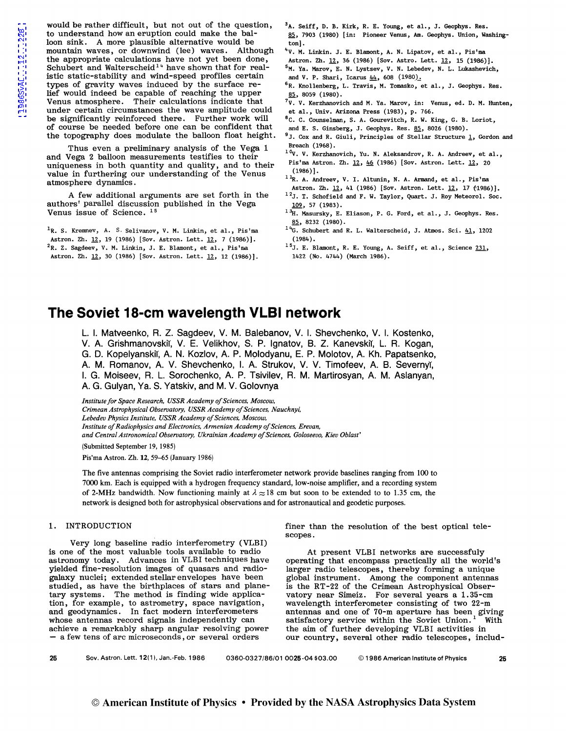would be rather difficult, but not out of the question, to understand how an eruption could make the balloon sink. A more plausible alternative would be mountain waves, or downwind (lee) waves. Although the appropriate calculations have not yet been done, Schubert and Walterscheid[14] have shown that for realistic static-stability and wind-speed profiles certain types of gravity waves induced by the surface relief would indeed be capable of reaching the upper Venus atmosphere. Their calculations indicate that under certain circumstances the wave amplitude could be significantly reinforced there. Further work will of course be needed before one can be confident that the topography does modulate the balloon float height.

Thus even a preliminary analysis of the Vega 1 and Vega 2 balloon measurements testifies to their uniqueness in both quantity and quality, and to their value in furthering our understanding of the Venus atmosphere dynamics.

A few additional arguments are set forth in the authors' parallel discussion published in the Vega Venus issue of Science.[15]

[1]R. S. Kremnev, A. S. Selivanov, V. M. Linkin, et al., Pis'ma Astron. Zh. 12, 19 (1986) [Sov. Astron. Lett. 12, 7 (1986)].

[2]R. Z. Sagdeev, V. M. Linkin, J. E. Blamont, et al., Pis'ma Astron. Zh. 12, 30 (1986) [Sov. Astron. Lett. 12, 12 (1986)].

[3]A. Seiff, D. B. Kirk, R. E. Young, et al., J. Geophys. Res. 85, 7903 (1980) [in: Pioneer Venus, Am. Geophys. Union, Washington].

[4]V. M. Linkin, J. E. Blamont, A. N. Lipatov, et al., Pis'ma Astron. Zh. 12, 36 (1986) [Sov. Astro. Lett. 12, 15 (1986)].

[5]M. Ya. Marov, E. N. Lystsev, V. N. Lebedev, N. L. Lukashevich, and V. P. Shari, Icarus 44, 608 (1980).

[6]R. Knollenberg, L. Travis, M. Tomasko, et al., J. Geophys. Res. 85, 8059 (1980).

[7]V. V. Kerzhanovich and M. Ya. Marov, in: Venus, ed. D. M. Hunten, et al., Univ. Arizona Press (1983), p. 766.

[8]C. C. Counselman, S. A. Gourevitch, R. W. King, G. B. Loriot, and E. S. Ginsberg, J. Geophys. Res. 85, 8026 (1980).

[9]J. Cox and R. Giuli, Principles of Stellar Structure 1, Gordon and Breach (1968).

[10]V. V. Kerzhanovich, Yu. N. Aleksandrov, R. A. Andreev, et al., Pis'ma Astron. Zh. 12, 46 (1986) [Sov. Astron. Lett. 12, 20 (1986)].

[11]R. A. Andreev, V. I. Altunin, N. A. Armand, et al., Pis'ma Astron. Zh. 12, 41 (1986) [Sov. Astron. Lett. 12, 17 (1986)].

[12]J. T. Schofield and F. W. Taylor, Quart. J. Roy Meteorol. Soc. 109, 57 (1983).

[13]H. Masursky, E. Eliason, P. G. Ford, et al., J. Geophys. Res. 85, 8232 (1980).

[14]G. Schubert and R. L. Walterscheid, J. Atmos. Sci. 41, 1202 (1984).

[15]J. E. Blamont, R. E. Young, A. Seiff, et al., Science 231, 1422 (No. 4744) (March 1986).

# The Soviet 18-cm wavelength VLBI network

L. I. Matveenko, R. Z. Sagdeev, V. M. Balebanov, V. I. Shevchenko, V. I. Kostenko, V. A. Grishmanovskiĭ, V. E. Velikhov, S. P. Ignatov, B. Z. Kanevskiĭ, L. R. Kogan, G. D. Kopelyanskiĭ, A. N. Kozlov, A. P. Molodyanu, E. P. Molotov, A. Kh. Papatsenko, A. M. Romanov, A. V. Shevchenko, I. A. Strukov, V. V. Timofeev, A. B. Severnyĭ, I. G. Moiseev, R. L. Sorochenko, A. P. Tsivilev, R. M. Martirosyan, A. M. Aslanyan, A. G. Gulyan, Ya. S. Yatskiv, and M. V. Golovnya

*Institute for Space Research, USSR Academy of Sciences, Moscow,*
*Crimean Astrophysical Observatory, USSR Academy of Sciences, Nauchnyi,*
*Lebedev Physics Institute, USSR Academy of Sciences, Moscow,*
*Institute of Radiophysics and Electronics, Armenian Academy of Sciences, Erevan,*
*and Central Astronomical Observatory, Ukrainian Academy of Sciences, Goloseevo, Kiev Oblast'*

(Submitted September 19, 1985)

Pis'ma Astron. Zh. 12, 59–65 (January 1986)

The five antennas comprising the Soviet radio interferometer network provide baselines ranging from 100 to 7000 km. Each is equipped with a hydrogen frequency standard, low-noise amplifier, and a recording system of 2-MHz bandwidth. Now functioning mainly at $\lambda \approx 18$ cm but soon to be extended to to 1.35 cm, the network is designed both for astrophysical observations and for astronautical and geodetic purposes.

## 1. INTRODUCTION

Very long baseline radio interferometry (VLBI) is one of the most valuable tools available to radio astronomy today. Advances in VLBI techniques have yielded fine-resolution images of quasars and radio-galaxy nuclei; extended stellar envelopes have been studied, as have the birthplaces of stars and planetary systems. The method is finding wide application, for example, to astrometry, space navigation, and geodynamics. In fact modern interferometers whose antennas record signals independently can achieve a remarkably sharp angular resolving power — a few tens of arc microseconds, or several orders finer than the resolution of the best optical telescopes.

At present VLBI networks are successfully operating that encompass practically all the world's larger radio telescopes, thereby forming a unique global instrument. Among the component antennas is the RT-22 of the Crimean Astrophysical Observatory near Simeiz. For several years a 1.35-cm wavelength interferometer consisting of two 22-m antennas and one of 70-m aperture has been giving satisfactory service within the Soviet Union.[1] With the aim of further developing VLBI activities in our country, several other radio telescopes, includ-